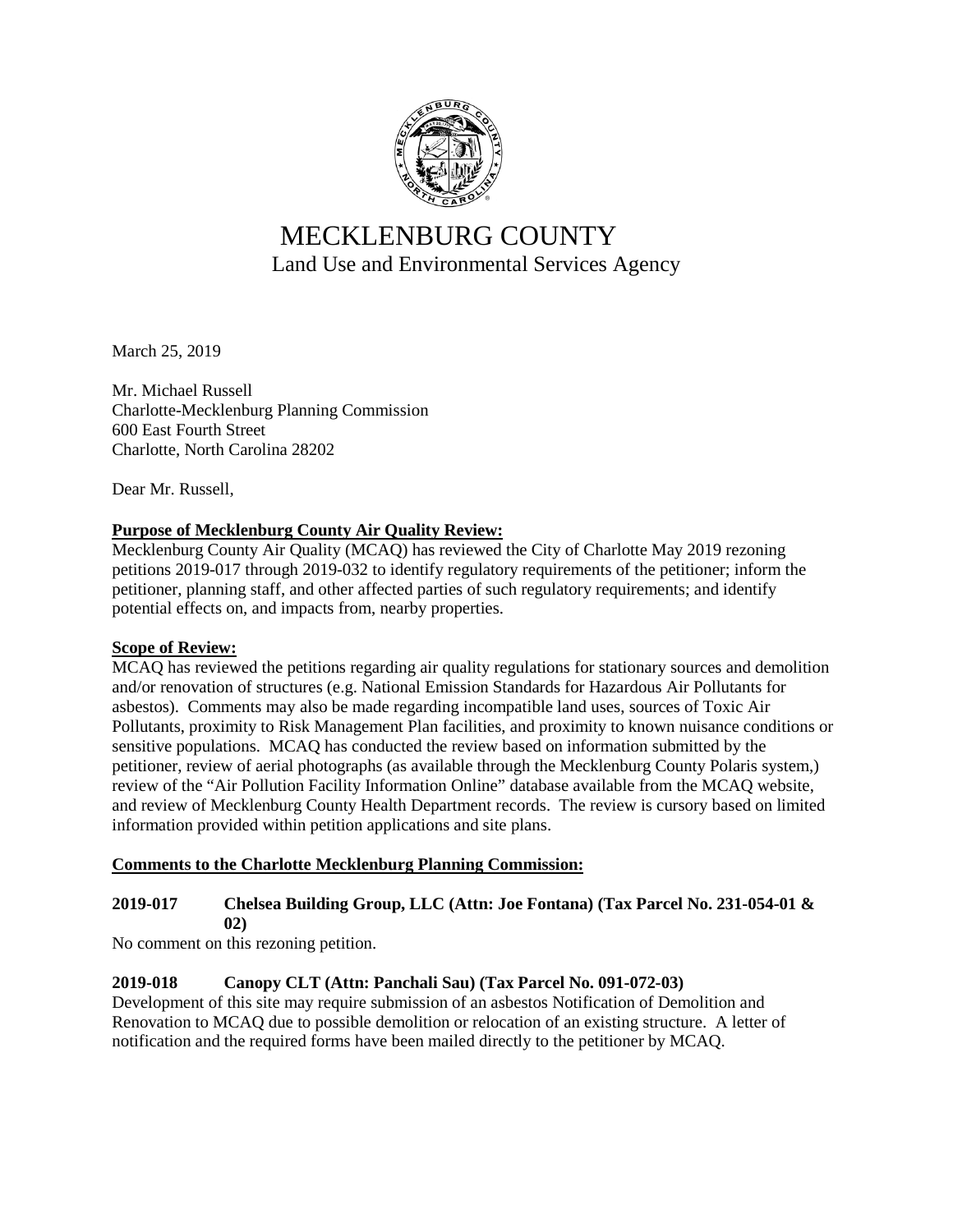# MECKLENBURG COUNTY

## Land Use and Environmental Services Agency

March 25, 2019

Mr. Michael Russell
Charlotte-Mecklenburg Planning Commission
600 East Fourth Street
Charlotte, North Carolina 28202

Dear Mr. Russell,

**Purpose of Mecklenburg County Air Quality Review:**

Mecklenburg County Air Quality (MCAQ) has reviewed the City of Charlotte May 2019 rezoning petitions 2019-017 through 2019-032 to identify regulatory requirements of the petitioner; inform the petitioner, planning staff, and other affected parties of such regulatory requirements; and identify potential effects on, and impacts from, nearby properties.

**Scope of Review:**

MCAQ has reviewed the petitions regarding air quality regulations for stationary sources and demolition and/or renovation of structures (e.g. National Emission Standards for Hazardous Air Pollutants for asbestos). Comments may also be made regarding incompatible land uses, sources of Toxic Air Pollutants, proximity to Risk Management Plan facilities, and proximity to known nuisance conditions or sensitive populations. MCAQ has conducted the review based on information submitted by the petitioner, review of aerial photographs (as available through the Mecklenburg County Polaris system,) review of the "Air Pollution Facility Information Online" database available from the MCAQ website, and review of Mecklenburg County Health Department records. The review is cursory based on limited information provided within petition applications and site plans.

**Comments to the Charlotte Mecklenburg Planning Commission:**

**2019-017 Chelsea Building Group, LLC (Attn: Joe Fontana) (Tax Parcel No. 231-054-01 & 02)**

No comment on this rezoning petition.

**2019-018 Canopy CLT (Attn: Panchali Sau) (Tax Parcel No. 091-072-03)**

Development of this site may require submission of an asbestos Notification of Demolition and Renovation to MCAQ due to possible demolition or relocation of an existing structure. A letter of notification and the required forms have been mailed directly to the petitioner by MCAQ.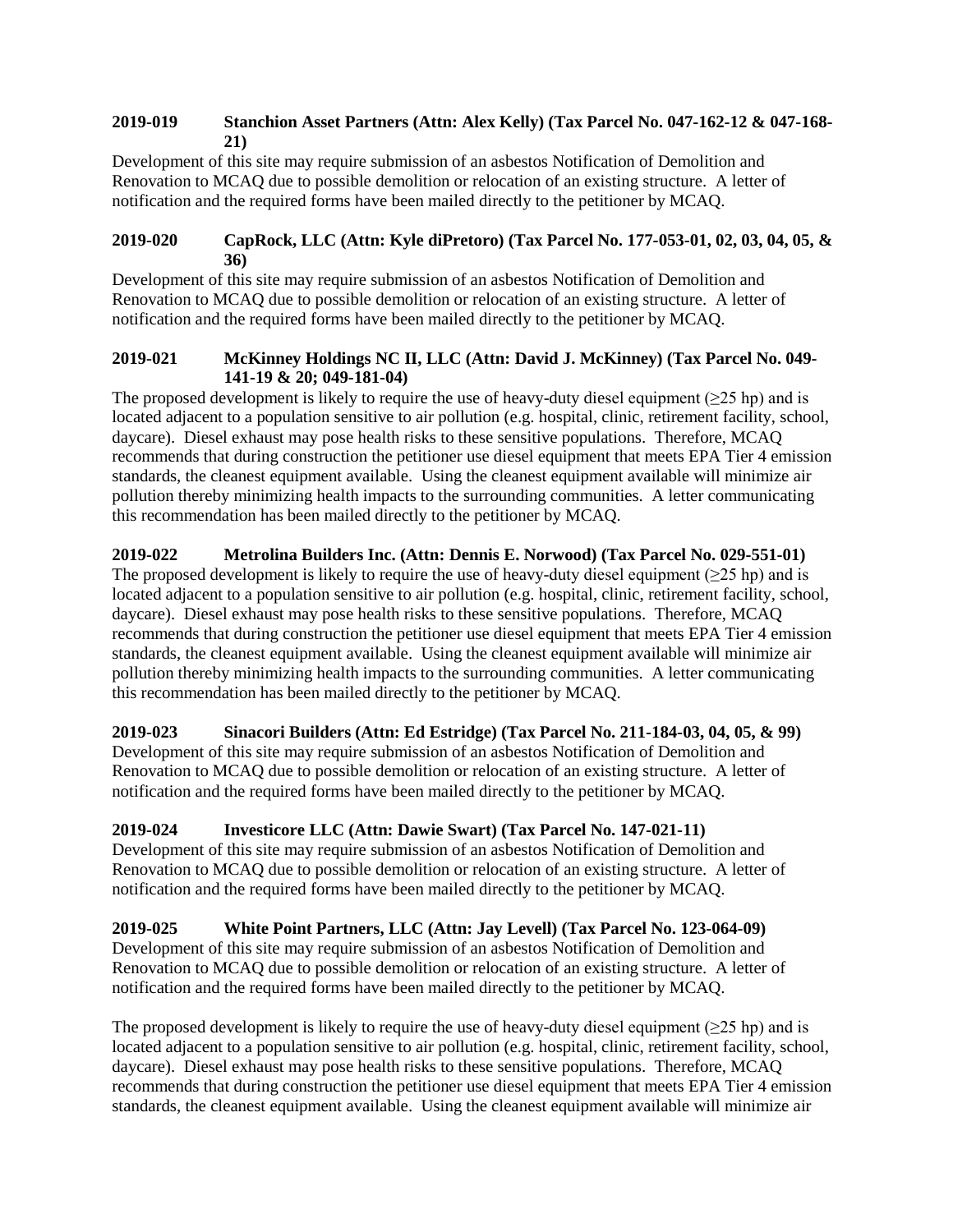**2019-019 Stanchion Asset Partners (Attn: Alex Kelly) (Tax Parcel No. 047-162-12 & 047-168-21)**

Development of this site may require submission of an asbestos Notification of Demolition and Renovation to MCAQ due to possible demolition or relocation of an existing structure. A letter of notification and the required forms have been mailed directly to the petitioner by MCAQ.

**2019-020 CapRock, LLC (Attn: Kyle diPretoro) (Tax Parcel No. 177-053-01, 02, 03, 04, 05, & 36)**

Development of this site may require submission of an asbestos Notification of Demolition and Renovation to MCAQ due to possible demolition or relocation of an existing structure. A letter of notification and the required forms have been mailed directly to the petitioner by MCAQ.

**2019-021 McKinney Holdings NC II, LLC (Attn: David J. McKinney) (Tax Parcel No. 049-141-19 & 20; 049-181-04)**

The proposed development is likely to require the use of heavy-duty diesel equipment (≥25 hp) and is located adjacent to a population sensitive to air pollution (e.g. hospital, clinic, retirement facility, school, daycare). Diesel exhaust may pose health risks to these sensitive populations. Therefore, MCAQ recommends that during construction the petitioner use diesel equipment that meets EPA Tier 4 emission standards, the cleanest equipment available. Using the cleanest equipment available will minimize air pollution thereby minimizing health impacts to the surrounding communities. A letter communicating this recommendation has been mailed directly to the petitioner by MCAQ.

**2019-022 Metrolina Builders Inc. (Attn: Dennis E. Norwood) (Tax Parcel No. 029-551-01)**

The proposed development is likely to require the use of heavy-duty diesel equipment (≥25 hp) and is located adjacent to a population sensitive to air pollution (e.g. hospital, clinic, retirement facility, school, daycare). Diesel exhaust may pose health risks to these sensitive populations. Therefore, MCAQ recommends that during construction the petitioner use diesel equipment that meets EPA Tier 4 emission standards, the cleanest equipment available. Using the cleanest equipment available will minimize air pollution thereby minimizing health impacts to the surrounding communities. A letter communicating this recommendation has been mailed directly to the petitioner by MCAQ.

**2019-023 Sinacori Builders (Attn: Ed Estridge) (Tax Parcel No. 211-184-03, 04, 05, & 99)**

Development of this site may require submission of an asbestos Notification of Demolition and Renovation to MCAQ due to possible demolition or relocation of an existing structure. A letter of notification and the required forms have been mailed directly to the petitioner by MCAQ.

**2019-024 Investicore LLC (Attn: Dawie Swart) (Tax Parcel No. 147-021-11)**

Development of this site may require submission of an asbestos Notification of Demolition and Renovation to MCAQ due to possible demolition or relocation of an existing structure. A letter of notification and the required forms have been mailed directly to the petitioner by MCAQ.

**2019-025 White Point Partners, LLC (Attn: Jay Levell) (Tax Parcel No. 123-064-09)**

Development of this site may require submission of an asbestos Notification of Demolition and Renovation to MCAQ due to possible demolition or relocation of an existing structure. A letter of notification and the required forms have been mailed directly to the petitioner by MCAQ.

The proposed development is likely to require the use of heavy-duty diesel equipment (≥25 hp) and is located adjacent to a population sensitive to air pollution (e.g. hospital, clinic, retirement facility, school, daycare). Diesel exhaust may pose health risks to these sensitive populations. Therefore, MCAQ recommends that during construction the petitioner use diesel equipment that meets EPA Tier 4 emission standards, the cleanest equipment available. Using the cleanest equipment available will minimize air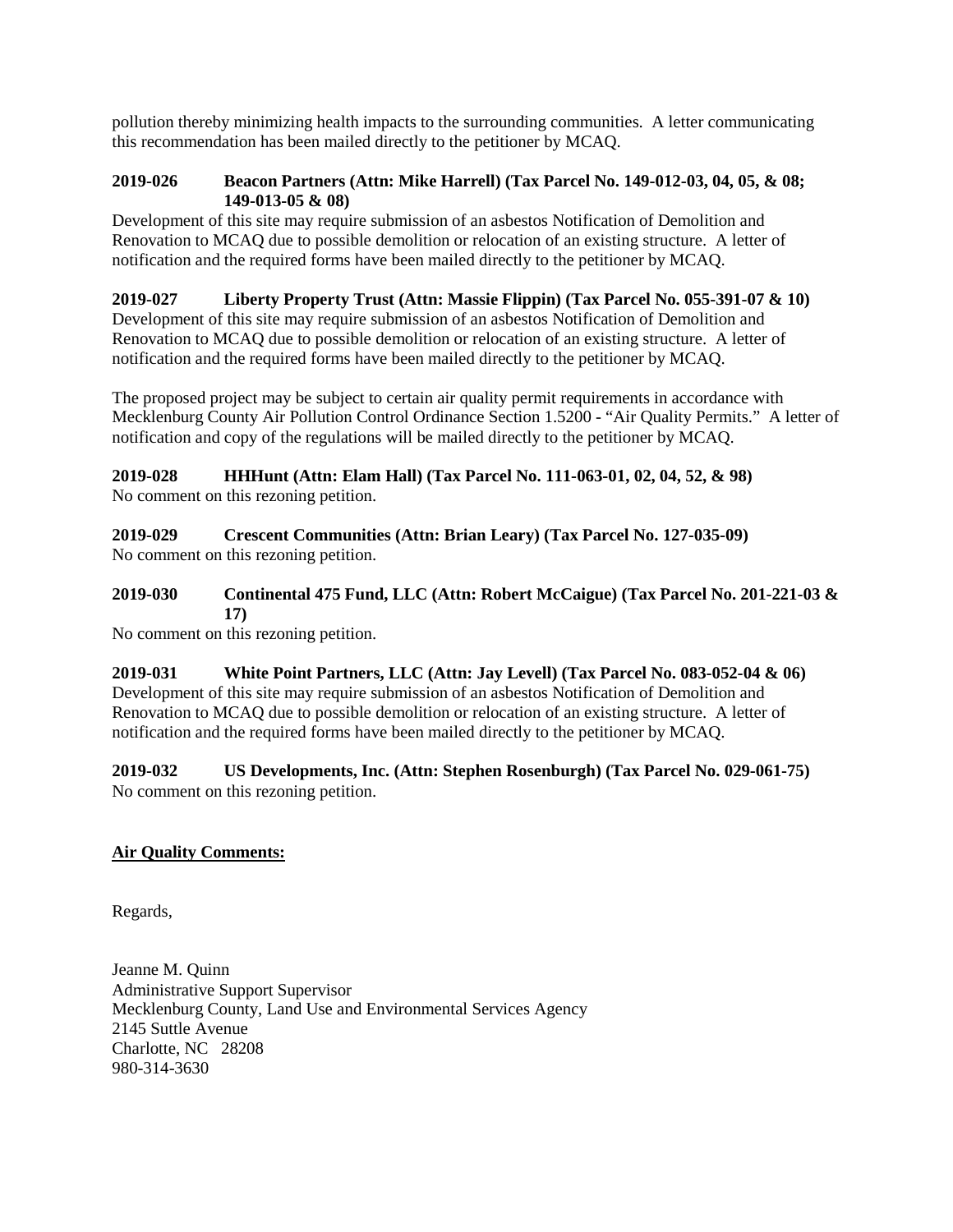pollution thereby minimizing health impacts to the surrounding communities. A letter communicating this recommendation has been mailed directly to the petitioner by MCAQ.

**2019-026 Beacon Partners (Attn: Mike Harrell) (Tax Parcel No. 149-012-03, 04, 05, & 08; 149-013-05 & 08)**

Development of this site may require submission of an asbestos Notification of Demolition and Renovation to MCAQ due to possible demolition or relocation of an existing structure. A letter of notification and the required forms have been mailed directly to the petitioner by MCAQ.

**2019-027 Liberty Property Trust (Attn: Massie Flippin) (Tax Parcel No. 055-391-07 & 10)**

Development of this site may require submission of an asbestos Notification of Demolition and Renovation to MCAQ due to possible demolition or relocation of an existing structure. A letter of notification and the required forms have been mailed directly to the petitioner by MCAQ.

The proposed project may be subject to certain air quality permit requirements in accordance with Mecklenburg County Air Pollution Control Ordinance Section 1.5200 - "Air Quality Permits." A letter of notification and copy of the regulations will be mailed directly to the petitioner by MCAQ.

**2019-028 HHHunt (Attn: Elam Hall) (Tax Parcel No. 111-063-01, 02, 04, 52, & 98)**

No comment on this rezoning petition.

**2019-029 Crescent Communities (Attn: Brian Leary) (Tax Parcel No. 127-035-09)**

No comment on this rezoning petition.

**2019-030 Continental 475 Fund, LLC (Attn: Robert McCaigue) (Tax Parcel No. 201-221-03 & 17)**

No comment on this rezoning petition.

**2019-031 White Point Partners, LLC (Attn: Jay Levell) (Tax Parcel No. 083-052-04 & 06)**

Development of this site may require submission of an asbestos Notification of Demolition and Renovation to MCAQ due to possible demolition or relocation of an existing structure. A letter of notification and the required forms have been mailed directly to the petitioner by MCAQ.

**2019-032 US Developments, Inc. (Attn: Stephen Rosenburgh) (Tax Parcel No. 029-061-75)**

No comment on this rezoning petition.

**Air Quality Comments:**

Regards,

Jeanne M. Quinn
Administrative Support Supervisor
Mecklenburg County, Land Use and Environmental Services Agency
2145 Suttle Avenue
Charlotte, NC 28208
980-314-3630